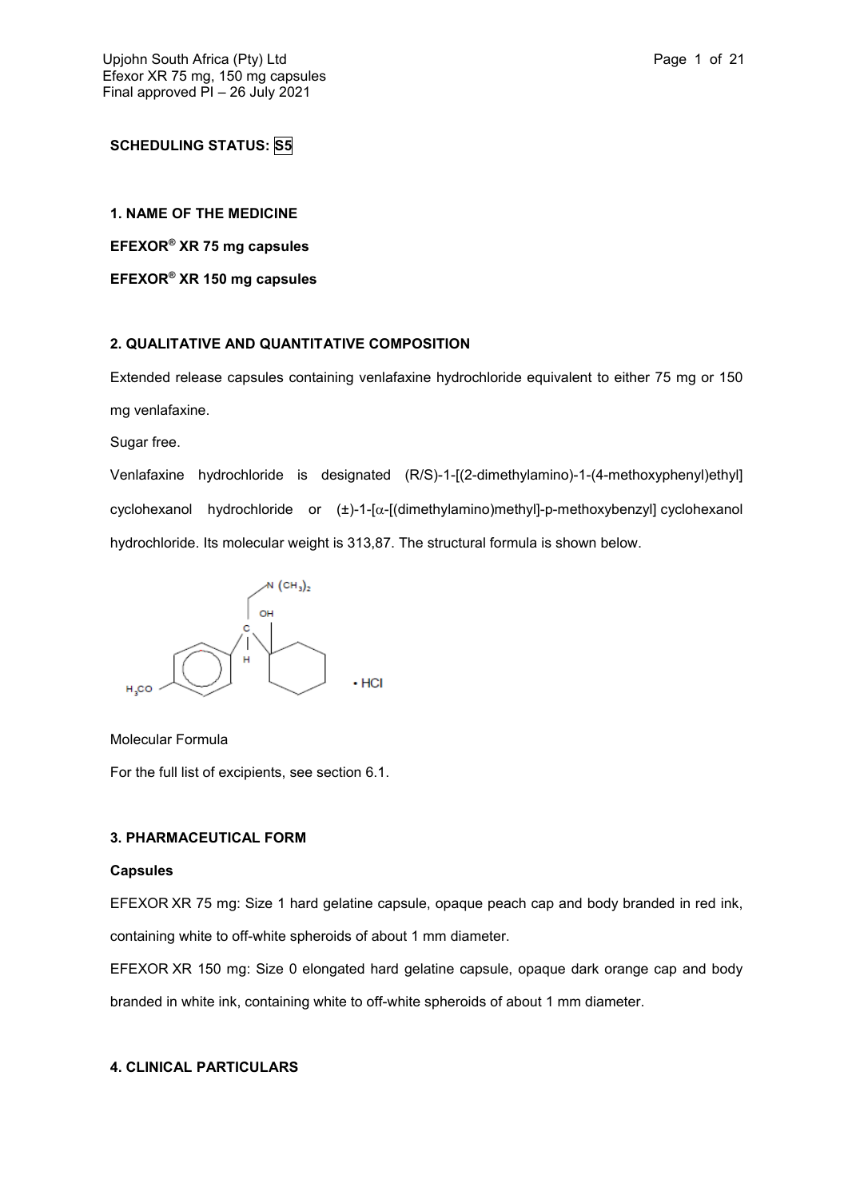**SCHEDULING STATUS: S5**

## 1. NAME OF THE MEDICINE

**EFEXOR® XR 75 mg capsules**

**EFEXOR® XR 150 mg capsules**

## 2. QUALITATIVE AND QUANTITATIVE COMPOSITION

Extended release capsules containing venlafaxine hydrochloride equivalent to either 75 mg or 150 mg venlafaxine.

Sugar free.

Venlafaxine hydrochloride is designated (R/S)-1-[(2-dimethylamino)-1-(4-methoxyphenyl)ethyl] cyclohexanol hydrochloride or (±)-1-[α-[(dimethylamino)methyl]-p-methoxybenzyl] cyclohexanol hydrochloride. Its molecular weight is 313,87. The structural formula is shown below.

Molecular Formula

For the full list of excipients, see section 6.1.

## 3. PHARMACEUTICAL FORM

**Capsules**

EFEXOR XR 75 mg: Size 1 hard gelatine capsule, opaque peach cap and body branded in red ink, containing white to off-white spheroids of about 1 mm diameter.

EFEXOR XR 150 mg: Size 0 elongated hard gelatine capsule, opaque dark orange cap and body branded in white ink, containing white to off-white spheroids of about 1 mm diameter.

## 4. CLINICAL PARTICULARS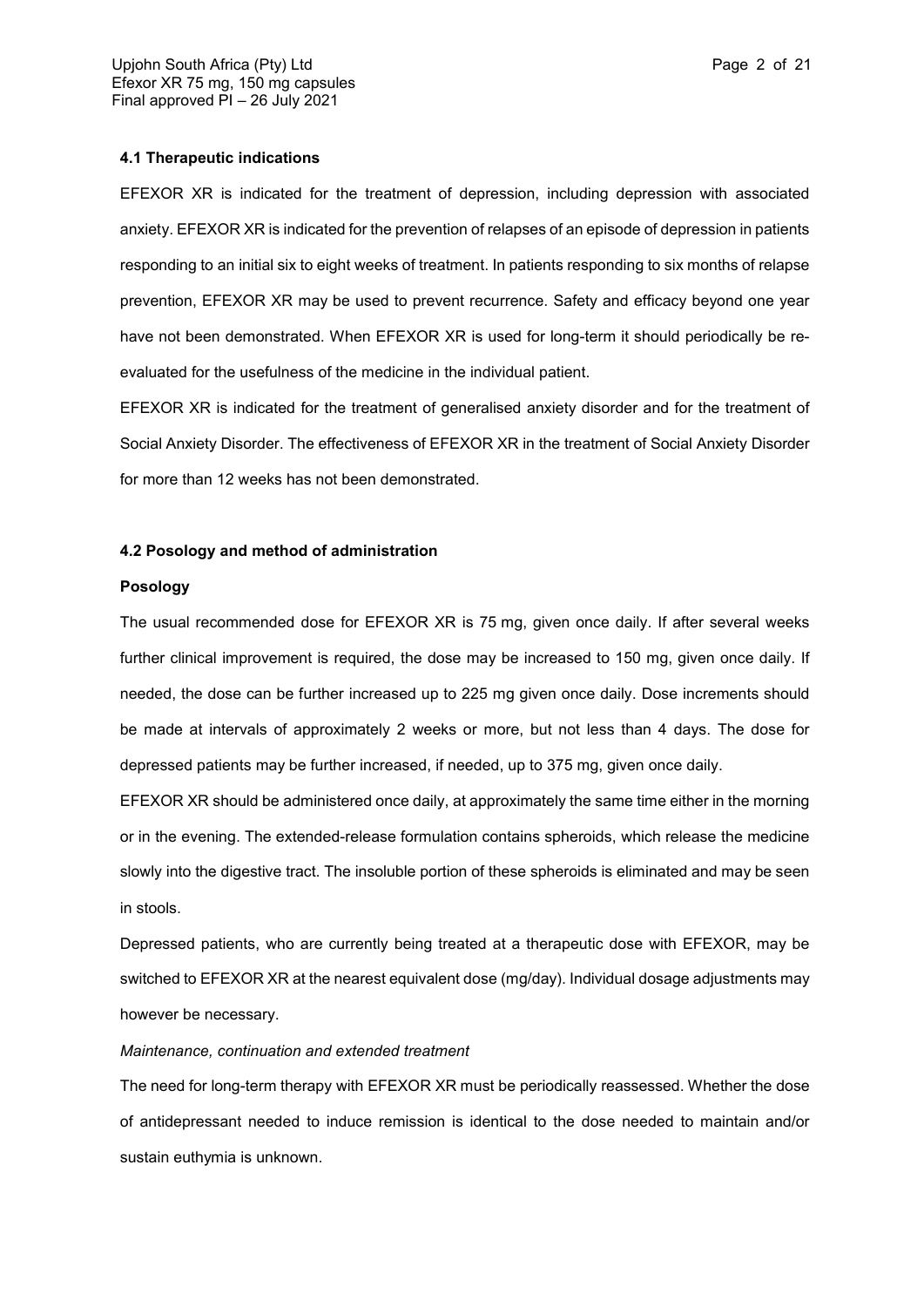#### 4.1 Therapeutic indications

EFEXOR XR is indicated for the treatment of depression, including depression with associated anxiety. EFEXOR XR is indicated for the prevention of relapses of an episode of depression in patients responding to an initial six to eight weeks of treatment. In patients responding to six months of relapse prevention, EFEXOR XR may be used to prevent recurrence. Safety and efficacy beyond one year have not been demonstrated. When EFEXOR XR is used for long-term it should periodically be re-evaluated for the usefulness of the medicine in the individual patient.

EFEXOR XR is indicated for the treatment of generalised anxiety disorder and for the treatment of Social Anxiety Disorder. The effectiveness of EFEXOR XR in the treatment of Social Anxiety Disorder for more than 12 weeks has not been demonstrated.

#### 4.2 Posology and method of administration

**Posology**

The usual recommended dose for EFEXOR XR is 75 mg, given once daily. If after several weeks further clinical improvement is required, the dose may be increased to 150 mg, given once daily. If needed, the dose can be further increased up to 225 mg given once daily. Dose increments should be made at intervals of approximately 2 weeks or more, but not less than 4 days. The dose for depressed patients may be further increased, if needed, up to 375 mg, given once daily.

EFEXOR XR should be administered once daily, at approximately the same time either in the morning or in the evening. The extended-release formulation contains spheroids, which release the medicine slowly into the digestive tract. The insoluble portion of these spheroids is eliminated and may be seen in stools.

Depressed patients, who are currently being treated at a therapeutic dose with EFEXOR, may be switched to EFEXOR XR at the nearest equivalent dose (mg/day). Individual dosage adjustments may however be necessary.

*Maintenance, continuation and extended treatment*

The need for long-term therapy with EFEXOR XR must be periodically reassessed. Whether the dose of antidepressant needed to induce remission is identical to the dose needed to maintain and/or sustain euthymia is unknown.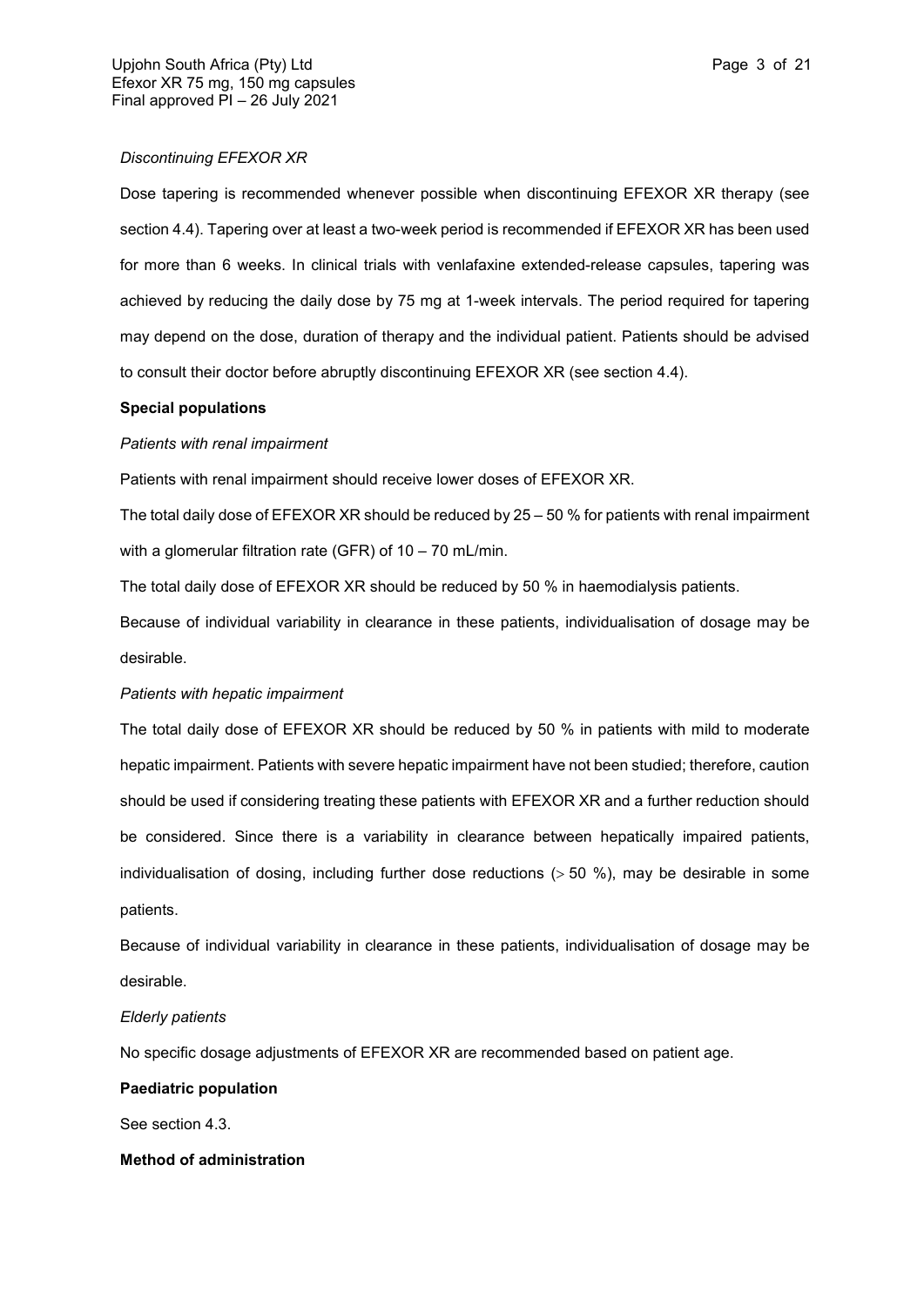*Discontinuing EFEXOR XR*

Dose tapering is recommended whenever possible when discontinuing EFEXOR XR therapy (see section 4.4). Tapering over at least a two-week period is recommended if EFEXOR XR has been used for more than 6 weeks. In clinical trials with venlafaxine extended-release capsules, tapering was achieved by reducing the daily dose by 75 mg at 1-week intervals. The period required for tapering may depend on the dose, duration of therapy and the individual patient. Patients should be advised to consult their doctor before abruptly discontinuing EFEXOR XR (see section 4.4).

**Special populations**

*Patients with renal impairment*

Patients with renal impairment should receive lower doses of EFEXOR XR.

The total daily dose of EFEXOR XR should be reduced by 25 – 50 % for patients with renal impairment with a glomerular filtration rate (GFR) of 10 – 70 mL/min.

The total daily dose of EFEXOR XR should be reduced by 50 % in haemodialysis patients.

Because of individual variability in clearance in these patients, individualisation of dosage may be desirable.

*Patients with hepatic impairment*

The total daily dose of EFEXOR XR should be reduced by 50 % in patients with mild to moderate hepatic impairment. Patients with severe hepatic impairment have not been studied; therefore, caution should be used if considering treating these patients with EFEXOR XR and a further reduction should be considered. Since there is a variability in clearance between hepatically impaired patients, individualisation of dosing, including further dose reductions ($>$ 50 %), may be desirable in some patients.

Because of individual variability in clearance in these patients, individualisation of dosage may be desirable.

*Elderly patients*

No specific dosage adjustments of EFEXOR XR are recommended based on patient age.

**Paediatric population**

See section 4.3.

**Method of administration**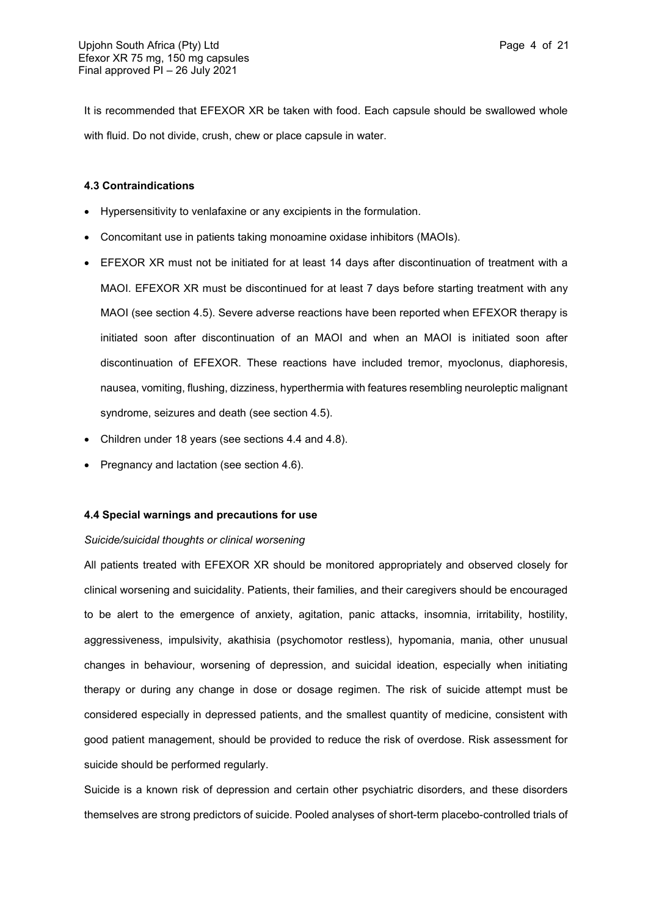It is recommended that EFEXOR XR be taken with food. Each capsule should be swallowed whole with fluid. Do not divide, crush, chew or place capsule in water.

### 4.3 Contraindications

- Hypersensitivity to venlafaxine or any excipients in the formulation.
- Concomitant use in patients taking monoamine oxidase inhibitors (MAOIs).
- EFEXOR XR must not be initiated for at least 14 days after discontinuation of treatment with a MAOI. EFEXOR XR must be discontinued for at least 7 days before starting treatment with any MAOI (see section 4.5). Severe adverse reactions have been reported when EFEXOR therapy is initiated soon after discontinuation of an MAOI and when an MAOI is initiated soon after discontinuation of EFEXOR. These reactions have included tremor, myoclonus, diaphoresis, nausea, vomiting, flushing, dizziness, hyperthermia with features resembling neuroleptic malignant syndrome, seizures and death (see section 4.5).
- Children under 18 years (see sections 4.4 and 4.8).
- Pregnancy and lactation (see section 4.6).

### 4.4 Special warnings and precautions for use

*Suicide/suicidal thoughts or clinical worsening*

All patients treated with EFEXOR XR should be monitored appropriately and observed closely for clinical worsening and suicidality. Patients, their families, and their caregivers should be encouraged to be alert to the emergence of anxiety, agitation, panic attacks, insomnia, irritability, hostility, aggressiveness, impulsivity, akathisia (psychomotor restless), hypomania, mania, other unusual changes in behaviour, worsening of depression, and suicidal ideation, especially when initiating therapy or during any change in dose or dosage regimen. The risk of suicide attempt must be considered especially in depressed patients, and the smallest quantity of medicine, consistent with good patient management, should be provided to reduce the risk of overdose. Risk assessment for suicide should be performed regularly.

Suicide is a known risk of depression and certain other psychiatric disorders, and these disorders themselves are strong predictors of suicide. Pooled analyses of short-term placebo-controlled trials of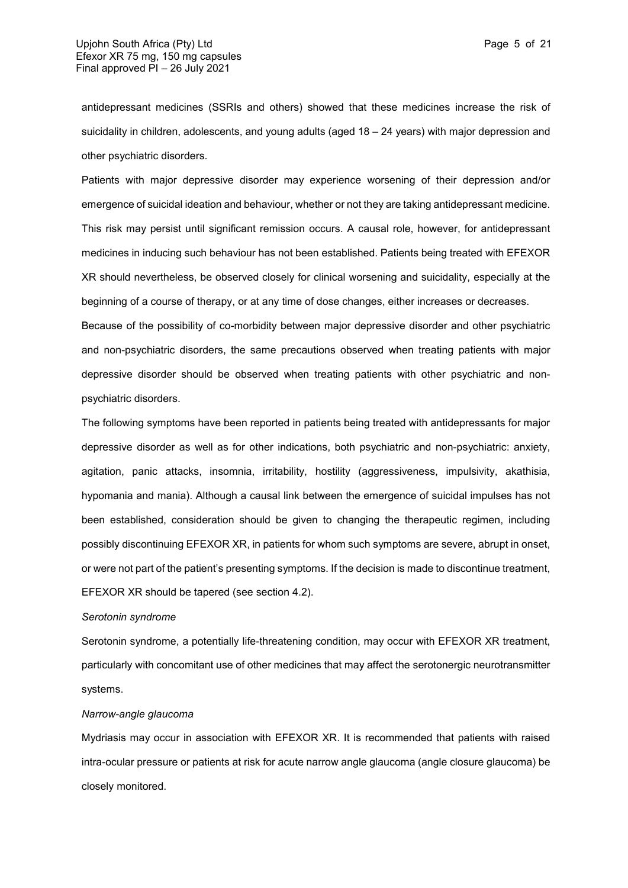antidepressant medicines (SSRIs and others) showed that these medicines increase the risk of suicidality in children, adolescents, and young adults (aged 18 – 24 years) with major depression and other psychiatric disorders.

Patients with major depressive disorder may experience worsening of their depression and/or emergence of suicidal ideation and behaviour, whether or not they are taking antidepressant medicine. This risk may persist until significant remission occurs. A causal role, however, for antidepressant medicines in inducing such behaviour has not been established. Patients being treated with EFEXOR XR should nevertheless, be observed closely for clinical worsening and suicidality, especially at the beginning of a course of therapy, or at any time of dose changes, either increases or decreases.

Because of the possibility of co-morbidity between major depressive disorder and other psychiatric and non-psychiatric disorders, the same precautions observed when treating patients with major depressive disorder should be observed when treating patients with other psychiatric and non-psychiatric disorders.

The following symptoms have been reported in patients being treated with antidepressants for major depressive disorder as well as for other indications, both psychiatric and non-psychiatric: anxiety, agitation, panic attacks, insomnia, irritability, hostility (aggressiveness, impulsivity, akathisia, hypomania and mania). Although a causal link between the emergence of suicidal impulses has not been established, consideration should be given to changing the therapeutic regimen, including possibly discontinuing EFEXOR XR, in patients for whom such symptoms are severe, abrupt in onset, or were not part of the patient's presenting symptoms. If the decision is made to discontinue treatment, EFEXOR XR should be tapered (see section 4.2).

*Serotonin syndrome*

Serotonin syndrome, a potentially life-threatening condition, may occur with EFEXOR XR treatment, particularly with concomitant use of other medicines that may affect the serotonergic neurotransmitter systems.

*Narrow-angle glaucoma*

Mydriasis may occur in association with EFEXOR XR. It is recommended that patients with raised intra-ocular pressure or patients at risk for acute narrow angle glaucoma (angle closure glaucoma) be closely monitored.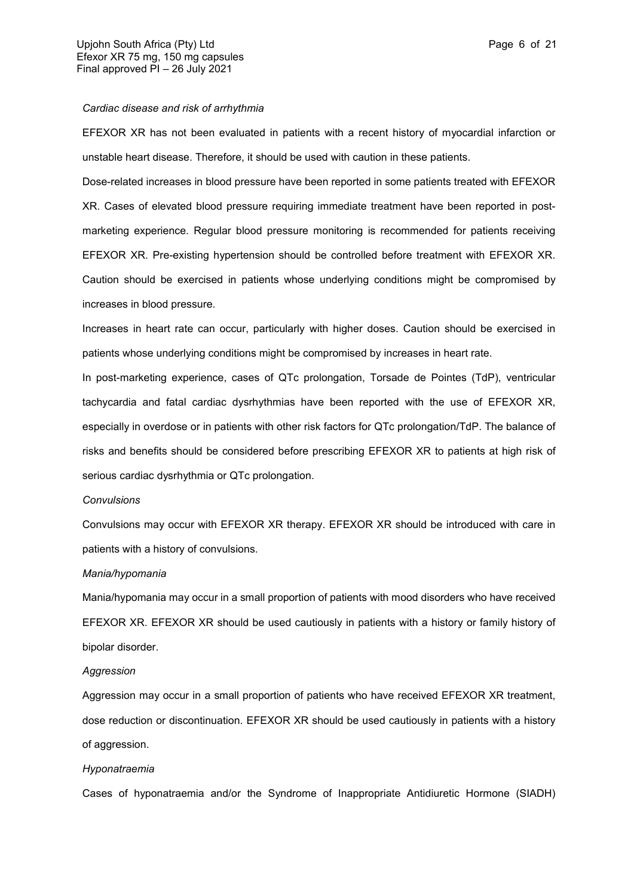*Cardiac disease and risk of arrhythmia*

EFEXOR XR has not been evaluated in patients with a recent history of myocardial infarction or unstable heart disease. Therefore, it should be used with caution in these patients.

Dose-related increases in blood pressure have been reported in some patients treated with EFEXOR XR. Cases of elevated blood pressure requiring immediate treatment have been reported in post-marketing experience. Regular blood pressure monitoring is recommended for patients receiving EFEXOR XR. Pre-existing hypertension should be controlled before treatment with EFEXOR XR. Caution should be exercised in patients whose underlying conditions might be compromised by increases in blood pressure.

Increases in heart rate can occur, particularly with higher doses. Caution should be exercised in patients whose underlying conditions might be compromised by increases in heart rate.

In post-marketing experience, cases of QTc prolongation, Torsade de Pointes (TdP), ventricular tachycardia and fatal cardiac dysrhythmias have been reported with the use of EFEXOR XR, especially in overdose or in patients with other risk factors for QTc prolongation/TdP. The balance of risks and benefits should be considered before prescribing EFEXOR XR to patients at high risk of serious cardiac dysrhythmia or QTc prolongation.

*Convulsions*

Convulsions may occur with EFEXOR XR therapy. EFEXOR XR should be introduced with care in patients with a history of convulsions.

*Mania/hypomania*

Mania/hypomania may occur in a small proportion of patients with mood disorders who have received EFEXOR XR. EFEXOR XR should be used cautiously in patients with a history or family history of bipolar disorder.

*Aggression*

Aggression may occur in a small proportion of patients who have received EFEXOR XR treatment, dose reduction or discontinuation. EFEXOR XR should be used cautiously in patients with a history of aggression.

*Hyponatraemia*

Cases of hyponatraemia and/or the Syndrome of Inappropriate Antidiuretic Hormone (SIADH)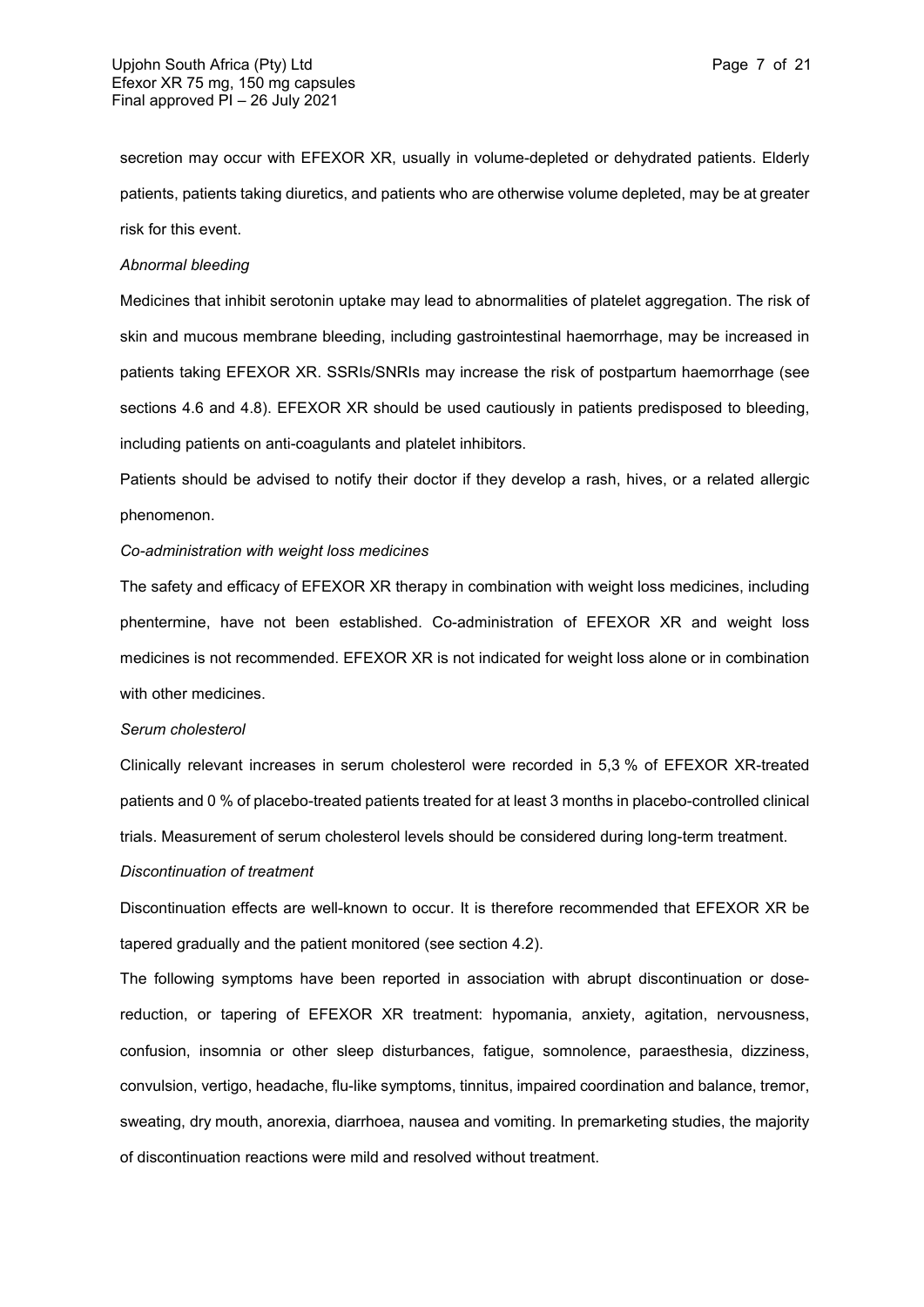secretion may occur with EFEXOR XR, usually in volume-depleted or dehydrated patients. Elderly patients, patients taking diuretics, and patients who are otherwise volume depleted, may be at greater risk for this event.

*Abnormal bleeding*

Medicines that inhibit serotonin uptake may lead to abnormalities of platelet aggregation. The risk of skin and mucous membrane bleeding, including gastrointestinal haemorrhage, may be increased in patients taking EFEXOR XR. SSRIs/SNRIs may increase the risk of postpartum haemorrhage (see sections 4.6 and 4.8). EFEXOR XR should be used cautiously in patients predisposed to bleeding, including patients on anti-coagulants and platelet inhibitors.

Patients should be advised to notify their doctor if they develop a rash, hives, or a related allergic phenomenon.

*Co-administration with weight loss medicines*

The safety and efficacy of EFEXOR XR therapy in combination with weight loss medicines, including phentermine, have not been established. Co-administration of EFEXOR XR and weight loss medicines is not recommended. EFEXOR XR is not indicated for weight loss alone or in combination with other medicines.

*Serum cholesterol*

Clinically relevant increases in serum cholesterol were recorded in 5,3 % of EFEXOR XR-treated patients and 0 % of placebo-treated patients treated for at least 3 months in placebo-controlled clinical trials. Measurement of serum cholesterol levels should be considered during long-term treatment.

*Discontinuation of treatment*

Discontinuation effects are well-known to occur. It is therefore recommended that EFEXOR XR be tapered gradually and the patient monitored (see section 4.2).

The following symptoms have been reported in association with abrupt discontinuation or dose-reduction, or tapering of EFEXOR XR treatment: hypomania, anxiety, agitation, nervousness, confusion, insomnia or other sleep disturbances, fatigue, somnolence, paraesthesia, dizziness, convulsion, vertigo, headache, flu-like symptoms, tinnitus, impaired coordination and balance, tremor, sweating, dry mouth, anorexia, diarrhoea, nausea and vomiting. In premarketing studies, the majority of discontinuation reactions were mild and resolved without treatment.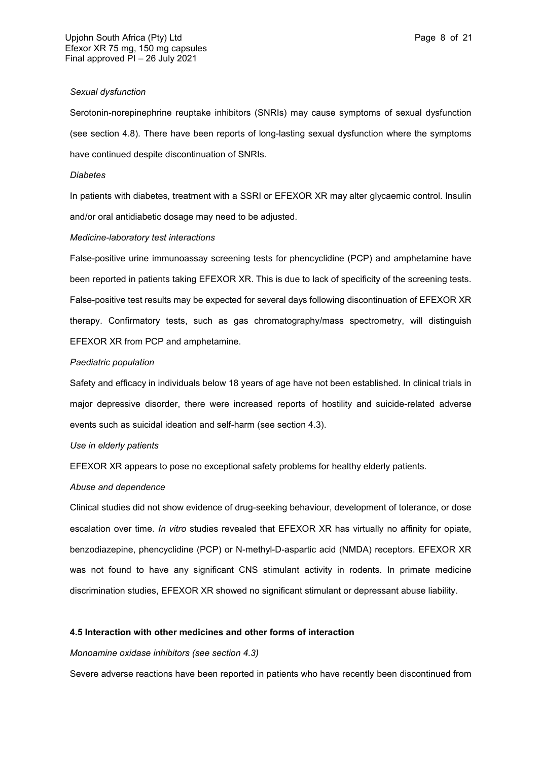*Sexual dysfunction*

Serotonin-norepinephrine reuptake inhibitors (SNRIs) may cause symptoms of sexual dysfunction (see section 4.8). There have been reports of long-lasting sexual dysfunction where the symptoms have continued despite discontinuation of SNRIs.

*Diabetes*

In patients with diabetes, treatment with a SSRI or EFEXOR XR may alter glycaemic control. Insulin and/or oral antidiabetic dosage may need to be adjusted.

*Medicine-laboratory test interactions*

False-positive urine immunoassay screening tests for phencyclidine (PCP) and amphetamine have been reported in patients taking EFEXOR XR. This is due to lack of specificity of the screening tests. False-positive test results may be expected for several days following discontinuation of EFEXOR XR therapy. Confirmatory tests, such as gas chromatography/mass spectrometry, will distinguish EFEXOR XR from PCP and amphetamine.

*Paediatric population*

Safety and efficacy in individuals below 18 years of age have not been established. In clinical trials in major depressive disorder, there were increased reports of hostility and suicide-related adverse events such as suicidal ideation and self-harm (see section 4.3).

*Use in elderly patients*

EFEXOR XR appears to pose no exceptional safety problems for healthy elderly patients.

*Abuse and dependence*

Clinical studies did not show evidence of drug-seeking behaviour, development of tolerance, or dose escalation over time. *In vitro* studies revealed that EFEXOR XR has virtually no affinity for opiate, benzodiazepine, phencyclidine (PCP) or N-methyl-D-aspartic acid (NMDA) receptors. EFEXOR XR was not found to have any significant CNS stimulant activity in rodents. In primate medicine discrimination studies, EFEXOR XR showed no significant stimulant or depressant abuse liability.

**4.5 Interaction with other medicines and other forms of interaction**

*Monoamine oxidase inhibitors (see section 4.3)*

Severe adverse reactions have been reported in patients who have recently been discontinued from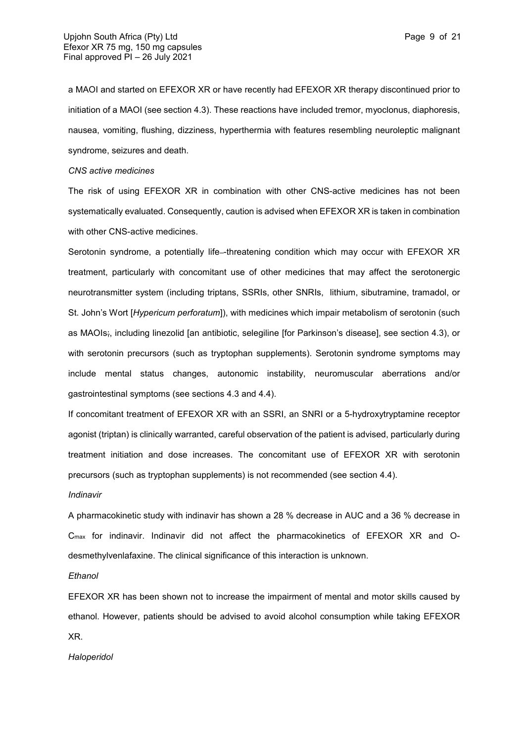a MAOI and started on EFEXOR XR or have recently had EFEXOR XR therapy discontinued prior to initiation of a MAOI (see section 4.3). These reactions have included tremor, myoclonus, diaphoresis, nausea, vomiting, flushing, dizziness, hyperthermia with features resembling neuroleptic malignant syndrome, seizures and death.

*CNS active medicines*

The risk of using EFEXOR XR in combination with other CNS-active medicines has not been systematically evaluated. Consequently, caution is advised when EFEXOR XR is taken in combination with other CNS-active medicines.

Serotonin syndrome, a potentially life-–threatening condition which may occur with EFEXOR XR treatment, particularly with concomitant use of other medicines that may affect the serotonergic neurotransmitter system (including triptans, SSRIs, other SNRIs, lithium, sibutramine, tramadol, or St. John's Wort [*Hypericum perforatum*]), with medicines which impair metabolism of serotonin (such as MAOIs;, including linezolid [an antibiotic, selegiline [for Parkinson's disease], see section 4.3), or with serotonin precursors (such as tryptophan supplements). Serotonin syndrome symptoms may include mental status changes, autonomic instability, neuromuscular aberrations and/or gastrointestinal symptoms (see sections 4.3 and 4.4).

If concomitant treatment of EFEXOR XR with an SSRI, an SNRI or a 5-hydroxytryptamine receptor agonist (triptan) is clinically warranted, careful observation of the patient is advised, particularly during treatment initiation and dose increases. The concomitant use of EFEXOR XR with serotonin precursors (such as tryptophan supplements) is not recommended (see section 4.4).

*Indinavir*

A pharmacokinetic study with indinavir has shown a 28 % decrease in AUC and a 36 % decrease in $C_{max}$ for indinavir. Indinavir did not affect the pharmacokinetics of EFEXOR XR and O-desmethylvenlafaxine. The clinical significance of this interaction is unknown.

*Ethanol*

EFEXOR XR has been shown not to increase the impairment of mental and motor skills caused by ethanol. However, patients should be advised to avoid alcohol consumption while taking EFEXOR XR.

*Haloperidol*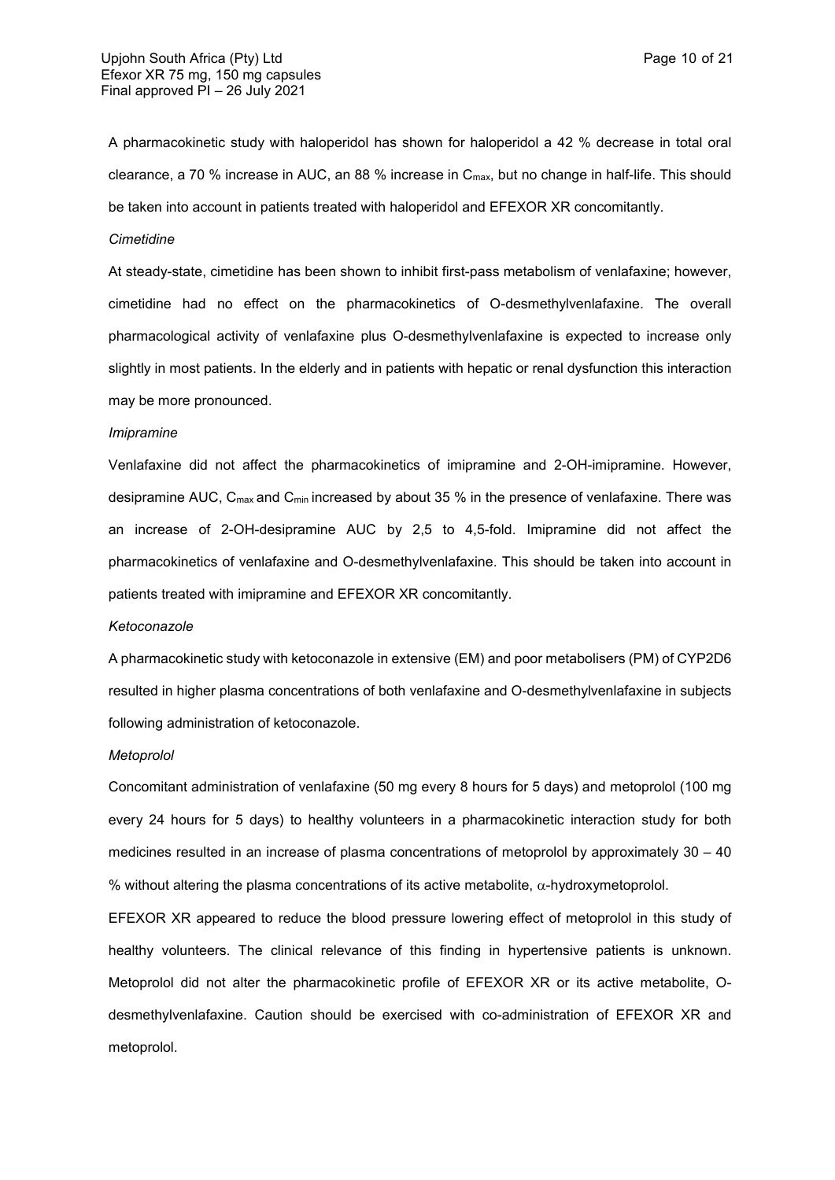A pharmacokinetic study with haloperidol has shown for haloperidol a 42 % decrease in total oral clearance, a 70 % increase in AUC, an 88 % increase in $C_{max}$, but no change in half-life. This should be taken into account in patients treated with haloperidol and EFEXOR XR concomitantly.

*Cimetidine*

At steady-state, cimetidine has been shown to inhibit first-pass metabolism of venlafaxine; however, cimetidine had no effect on the pharmacokinetics of O-desmethylvenlafaxine. The overall pharmacological activity of venlafaxine plus O-desmethylvenlafaxine is expected to increase only slightly in most patients. In the elderly and in patients with hepatic or renal dysfunction this interaction may be more pronounced.

*Imipramine*

Venlafaxine did not affect the pharmacokinetics of imipramine and 2-OH-imipramine. However, desipramine AUC, $C_{max}$ and $C_{min}$ increased by about 35 % in the presence of venlafaxine. There was an increase of 2-OH-desipramine AUC by 2,5 to 4,5-fold. Imipramine did not affect the pharmacokinetics of venlafaxine and O-desmethylvenlafaxine. This should be taken into account in patients treated with imipramine and EFEXOR XR concomitantly.

*Ketoconazole*

A pharmacokinetic study with ketoconazole in extensive (EM) and poor metabolisers (PM) of CYP2D6 resulted in higher plasma concentrations of both venlafaxine and O-desmethylvenlafaxine in subjects following administration of ketoconazole.

*Metoprolol*

Concomitant administration of venlafaxine (50 mg every 8 hours for 5 days) and metoprolol (100 mg every 24 hours for 5 days) to healthy volunteers in a pharmacokinetic interaction study for both medicines resulted in an increase of plasma concentrations of metoprolol by approximately 30 – 40 % without altering the plasma concentrations of its active metabolite, $\alpha$-hydroxymetoprolol.

EFEXOR XR appeared to reduce the blood pressure lowering effect of metoprolol in this study of healthy volunteers. The clinical relevance of this finding in hypertensive patients is unknown. Metoprolol did not alter the pharmacokinetic profile of EFEXOR XR or its active metabolite, O-desmethylvenlafaxine. Caution should be exercised with co-administration of EFEXOR XR and metoprolol.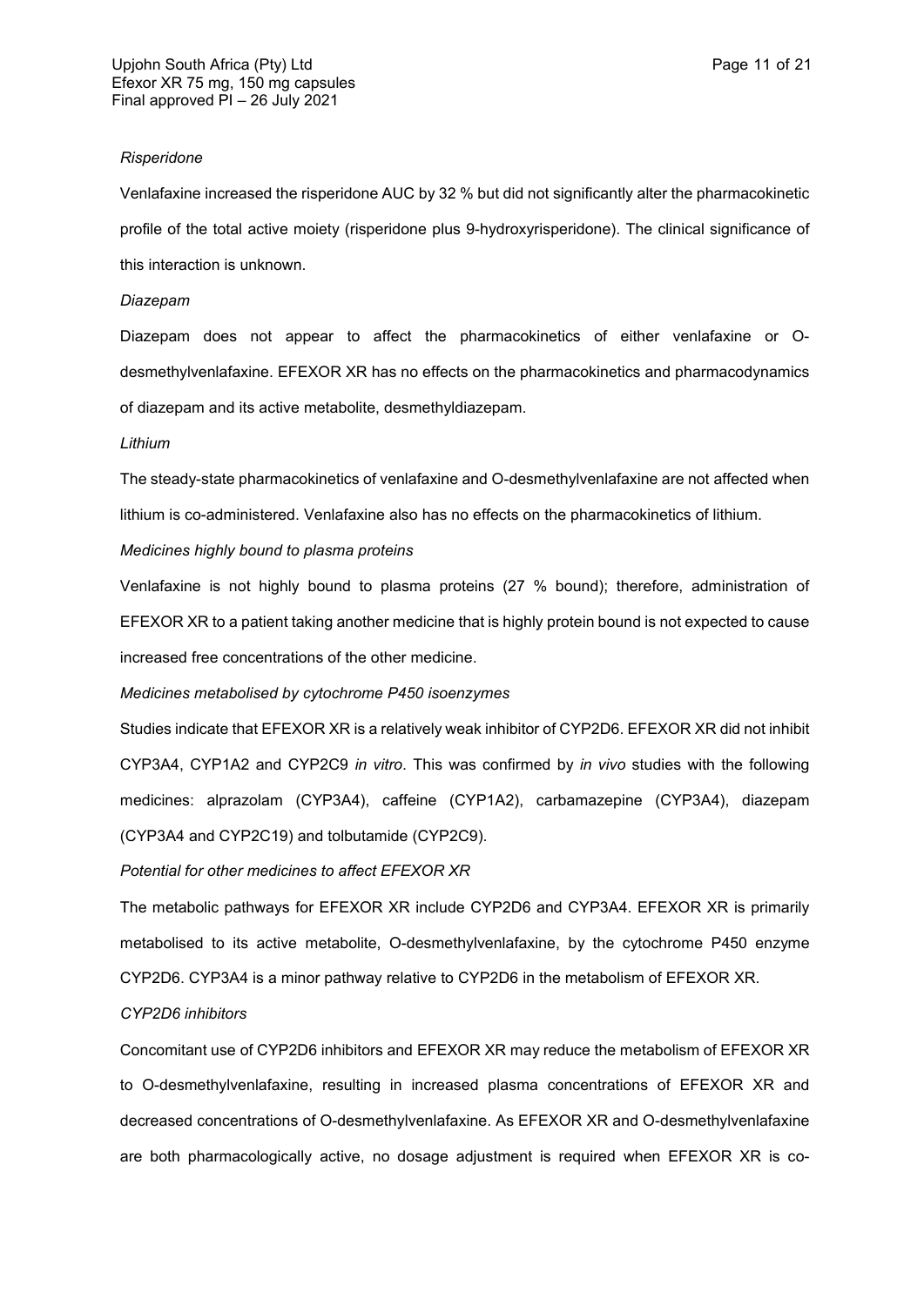*Risperidone*

Venlafaxine increased the risperidone AUC by 32 % but did not significantly alter the pharmacokinetic profile of the total active moiety (risperidone plus 9-hydroxyrisperidone). The clinical significance of this interaction is unknown.

*Diazepam*

Diazepam does not appear to affect the pharmacokinetics of either venlafaxine or O-desmethylvenlafaxine. EFEXOR XR has no effects on the pharmacokinetics and pharmacodynamics of diazepam and its active metabolite, desmethyldiazepam.

*Lithium*

The steady-state pharmacokinetics of venlafaxine and O-desmethylvenlafaxine are not affected when lithium is co-administered. Venlafaxine also has no effects on the pharmacokinetics of lithium.

*Medicines highly bound to plasma proteins*

Venlafaxine is not highly bound to plasma proteins (27 % bound); therefore, administration of EFEXOR XR to a patient taking another medicine that is highly protein bound is not expected to cause increased free concentrations of the other medicine.

*Medicines metabolised by cytochrome P450 isoenzymes*

Studies indicate that EFEXOR XR is a relatively weak inhibitor of CYP2D6. EFEXOR XR did not inhibit CYP3A4, CYP1A2 and CYP2C9 *in vitro*. This was confirmed by *in vivo* studies with the following medicines: alprazolam (CYP3A4), caffeine (CYP1A2), carbamazepine (CYP3A4), diazepam (CYP3A4 and CYP2C19) and tolbutamide (CYP2C9).

*Potential for other medicines to affect EFEXOR XR*

The metabolic pathways for EFEXOR XR include CYP2D6 and CYP3A4. EFEXOR XR is primarily metabolised to its active metabolite, O-desmethylvenlafaxine, by the cytochrome P450 enzyme CYP2D6. CYP3A4 is a minor pathway relative to CYP2D6 in the metabolism of EFEXOR XR.

*CYP2D6 inhibitors*

Concomitant use of CYP2D6 inhibitors and EFEXOR XR may reduce the metabolism of EFEXOR XR to O-desmethylvenlafaxine, resulting in increased plasma concentrations of EFEXOR XR and decreased concentrations of O-desmethylvenlafaxine. As EFEXOR XR and O-desmethylvenlafaxine are both pharmacologically active, no dosage adjustment is required when EFEXOR XR is co-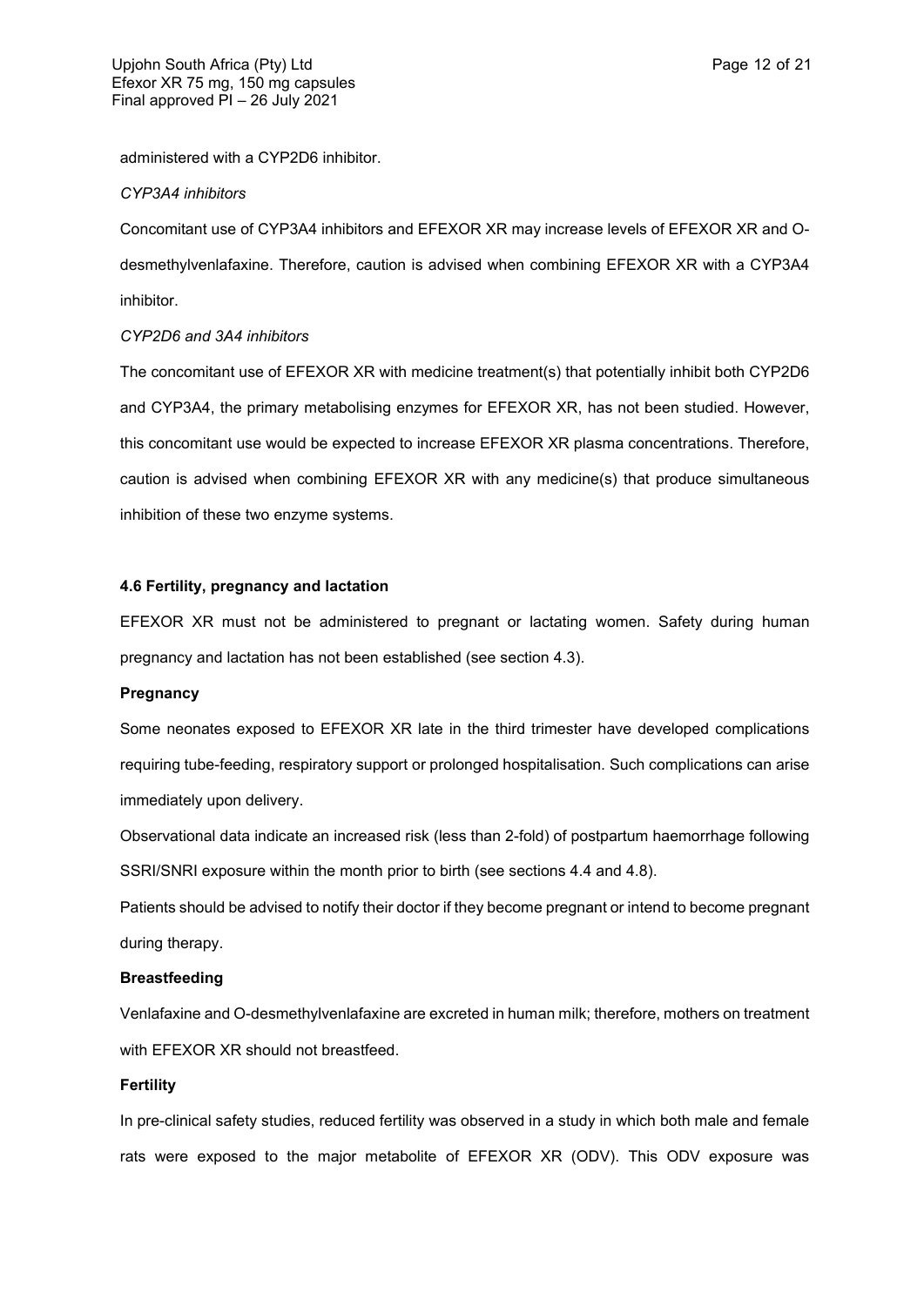administered with a CYP2D6 inhibitor.

*CYP3A4 inhibitors*

Concomitant use of CYP3A4 inhibitors and EFEXOR XR may increase levels of EFEXOR XR and O-desmethylvenlafaxine. Therefore, caution is advised when combining EFEXOR XR with a CYP3A4 inhibitor.

*CYP2D6 and 3A4 inhibitors*

The concomitant use of EFEXOR XR with medicine treatment(s) that potentially inhibit both CYP2D6 and CYP3A4, the primary metabolising enzymes for EFEXOR XR, has not been studied. However, this concomitant use would be expected to increase EFEXOR XR plasma concentrations. Therefore, caution is advised when combining EFEXOR XR with any medicine(s) that produce simultaneous inhibition of these two enzyme systems.

**4.6 Fertility, pregnancy and lactation**

EFEXOR XR must not be administered to pregnant or lactating women. Safety during human pregnancy and lactation has not been established (see section 4.3).

**Pregnancy**

Some neonates exposed to EFEXOR XR late in the third trimester have developed complications requiring tube-feeding, respiratory support or prolonged hospitalisation. Such complications can arise immediately upon delivery.

Observational data indicate an increased risk (less than 2-fold) of postpartum haemorrhage following SSRI/SNRI exposure within the month prior to birth (see sections 4.4 and 4.8).

Patients should be advised to notify their doctor if they become pregnant or intend to become pregnant during therapy.

**Breastfeeding**

Venlafaxine and O-desmethylvenlafaxine are excreted in human milk; therefore, mothers on treatment with EFEXOR XR should not breastfeed.

**Fertility**

In pre-clinical safety studies, reduced fertility was observed in a study in which both male and female rats were exposed to the major metabolite of EFEXOR XR (ODV). This ODV exposure was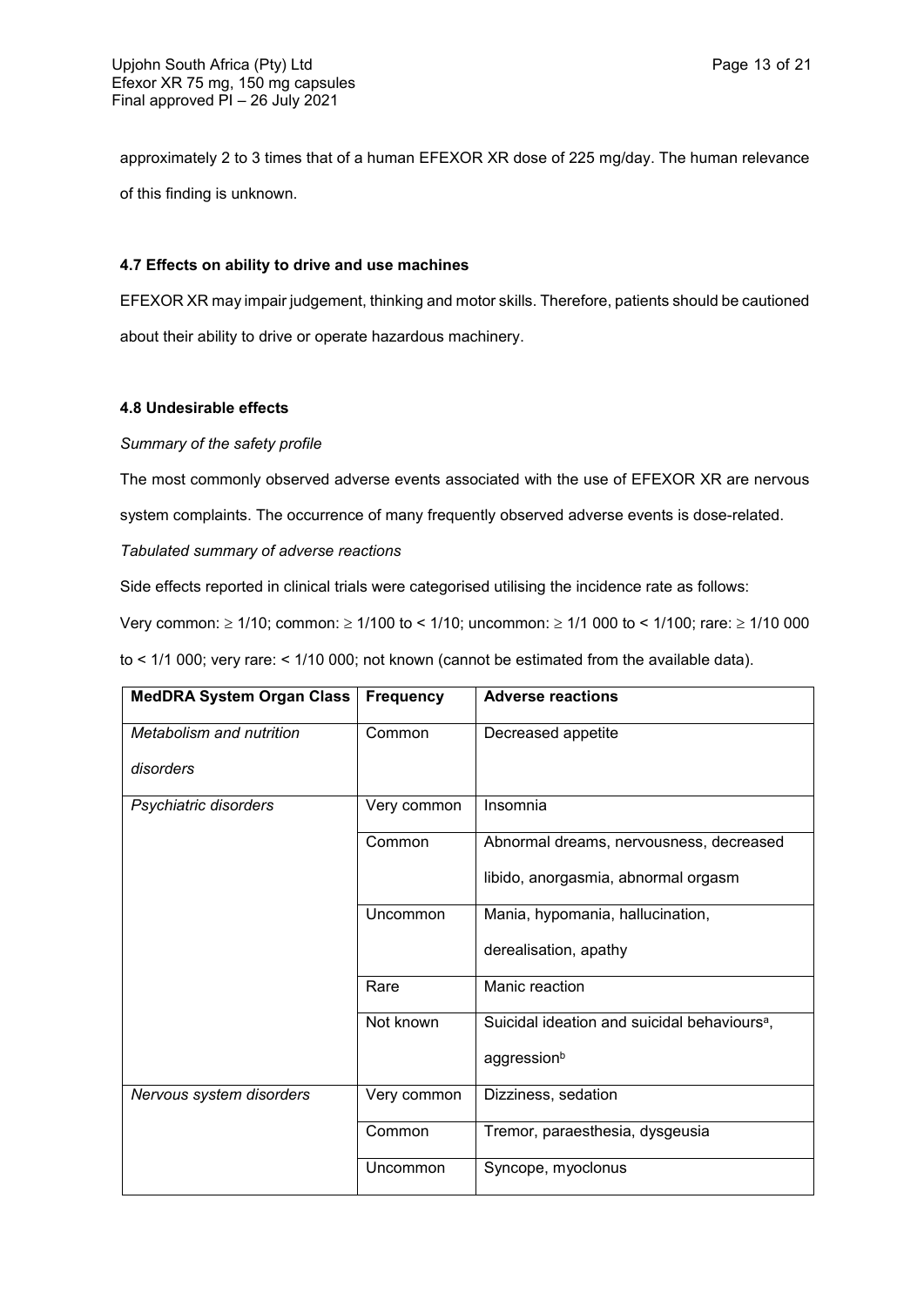approximately 2 to 3 times that of a human EFEXOR XR dose of 225 mg/day. The human relevance of this finding is unknown.

### 4.7 Effects on ability to drive and use machines

EFEXOR XR may impair judgement, thinking and motor skills. Therefore, patients should be cautioned about their ability to drive or operate hazardous machinery.

### 4.8 Undesirable effects

*Summary of the safety profile*

The most commonly observed adverse events associated with the use of EFEXOR XR are nervous system complaints. The occurrence of many frequently observed adverse events is dose-related.

*Tabulated summary of adverse reactions*

Side effects reported in clinical trials were categorised utilising the incidence rate as follows:

Very common: ≥ 1/10; common: ≥ 1/100 to < 1/10; uncommon: ≥ 1/1 000 to < 1/100; rare: ≥ 1/10 000 to < 1/1 000; very rare: < 1/10 000; not known (cannot be estimated from the available data).

| MedDRA System Organ Class | Frequency | Adverse reactions |
|---|---|---|
| *Metabolism and nutrition disorders* | Common | Decreased appetite |
| *Psychiatric disorders* | Very common | Insomnia |
| | Common | Abnormal dreams, nervousness, decreased libido, anorgasmia, abnormal orgasm |
| | Uncommon | Mania, hypomania, hallucination, derealisation, apathy |
| | Rare | Manic reaction |
| | Not known | Suicidal ideation and suicidal behaviours[a], aggression[b] |
| *Nervous system disorders* | Very common | Dizziness, sedation |
| | Common | Tremor, paraesthesia, dysgeusia |
| | Uncommon | Syncope, myoclonus |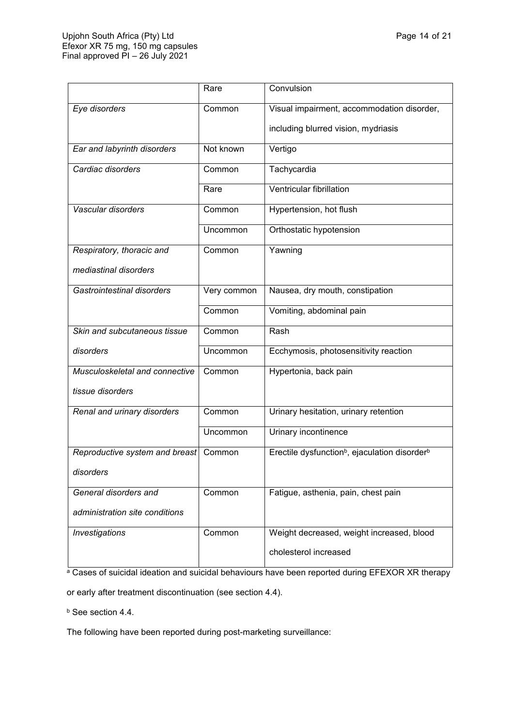| | | |
|---|---|---|
| | Rare | Convulsion |
| *Eye disorders* | Common | Visual impairment, accommodation disorder, including blurred vision, mydriasis |
| *Ear and labyrinth disorders* | Not known | Vertigo |
| *Cardiac disorders* | Common | Tachycardia |
| | Rare | Ventricular fibrillation |
| *Vascular disorders* | Common | Hypertension, hot flush |
| | Uncommon | Orthostatic hypotension |
| *Respiratory, thoracic and mediastinal disorders* | Common | Yawning |
| *Gastrointestinal disorders* | Very common | Nausea, dry mouth, constipation |
| | Common | Vomiting, abdominal pain |
| *Skin and subcutaneous tissue disorders* | Common | Rash |
| | Uncommon | Ecchymosis, photosensitivity reaction |
| *Musculoskeletal and connective tissue disorders* | Common | Hypertonia, back pain |
| *Renal and urinary disorders* | Common | Urinary hesitation, urinary retention |
| | Uncommon | Urinary incontinence |
| *Reproductive system and breast disorders* | Common | Erectile dysfunction[b], ejaculation disorder[b] |
| *General disorders and administration site conditions* | Common | Fatigue, asthenia, pain, chest pain |
| *Investigations* | Common | Weight decreased, weight increased, blood cholesterol increased |

[a] Cases of suicidal ideation and suicidal behaviours have been reported during EFEXOR XR therapy or early after treatment discontinuation (see section 4.4).

[b] See section 4.4.

The following have been reported during post-marketing surveillance: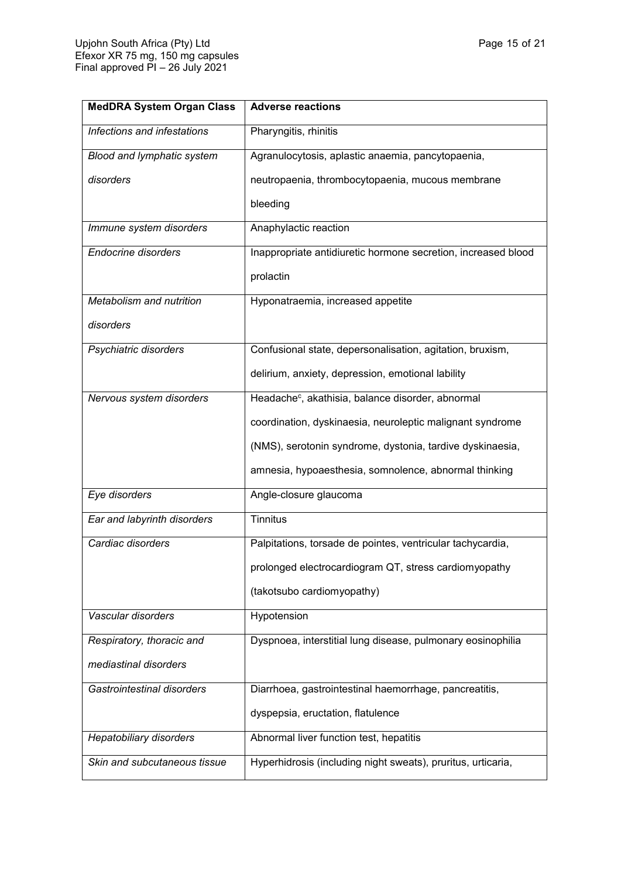| **MedDRA System Organ Class** | **Adverse reactions** |
|---|---|
| *Infections and infestations* | Pharyngitis, rhinitis |
| *Blood and lymphatic system disorders* | Agranulocytosis, aplastic anaemia, pancytopaenia, neutropaenia, thrombocytopaenia, mucous membrane bleeding |
| *Immune system disorders* | Anaphylactic reaction |
| *Endocrine disorders* | Inappropriate antidiuretic hormone secretion, increased blood prolactin |
| *Metabolism and nutrition disorders* | Hyponatraemia, increased appetite |
| *Psychiatric disorders* | Confusional state, depersonalisation, agitation, bruxism, delirium, anxiety, depression, emotional lability |
| *Nervous system disorders* | Headache[c], akathisia, balance disorder, abnormal coordination, dyskinaesia, neuroleptic malignant syndrome (NMS), serotonin syndrome, dystonia, tardive dyskinaesia, amnesia, hypoaesthesia, somnolence, abnormal thinking |
| *Eye disorders* | Angle-closure glaucoma |
| *Ear and labyrinth disorders* | Tinnitus |
| *Cardiac disorders* | Palpitations, torsade de pointes, ventricular tachycardia, prolonged electrocardiogram QT, stress cardiomyopathy (takotsubo cardiomyopathy) |
| *Vascular disorders* | Hypotension |
| *Respiratory, thoracic and mediastinal disorders* | Dyspnoea, interstitial lung disease, pulmonary eosinophilia |
| *Gastrointestinal disorders* | Diarrhoea, gastrointestinal haemorrhage, pancreatitis, dyspepsia, eructation, flatulence |
| *Hepatobiliary disorders* | Abnormal liver function test, hepatitis |
| *Skin and subcutaneous tissue* | Hyperhidrosis (including night sweats), pruritus, urticaria, |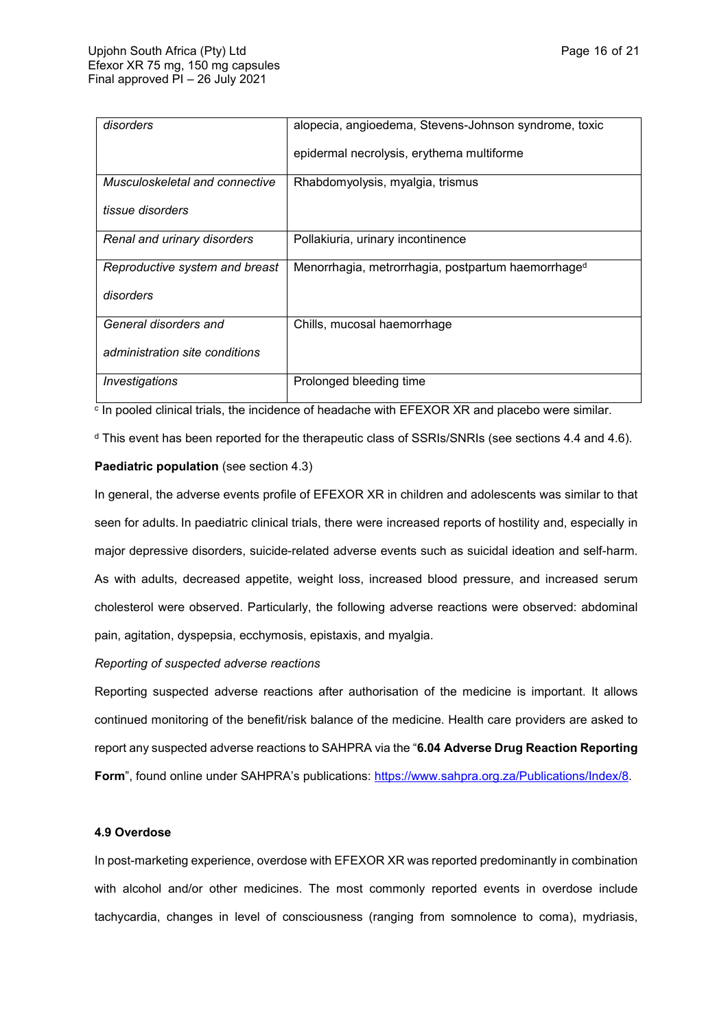| | |
|---|---|
| *disorders* | alopecia, angioedema, Stevens-Johnson syndrome, toxic epidermal necrolysis, erythema multiforme |
| *Musculoskeletal and connective tissue disorders* | Rhabdomyolysis, myalgia, trismus |
| *Renal and urinary disorders* | Pollakiuria, urinary incontinence |
| *Reproductive system and breast disorders* | Menorrhagia, metrorrhagia, postpartum haemorrhage[d] |
| *General disorders and administration site conditions* | Chills, mucosal haemorrhage |
| *Investigations* | Prolonged bleeding time |

[c] In pooled clinical trials, the incidence of headache with EFEXOR XR and placebo were similar.

[d] This event has been reported for the therapeutic class of SSRIs/SNRIs (see sections 4.4 and 4.6).

**Paediatric population** (see section 4.3)

In general, the adverse events profile of EFEXOR XR in children and adolescents was similar to that seen for adults. In paediatric clinical trials, there were increased reports of hostility and, especially in major depressive disorders, suicide-related adverse events such as suicidal ideation and self-harm. As with adults, decreased appetite, weight loss, increased blood pressure, and increased serum cholesterol were observed. Particularly, the following adverse reactions were observed: abdominal pain, agitation, dyspepsia, ecchymosis, epistaxis, and myalgia.

*Reporting of suspected adverse reactions*

Reporting suspected adverse reactions after authorisation of the medicine is important. It allows continued monitoring of the benefit/risk balance of the medicine. Health care providers are asked to report any suspected adverse reactions to SAHPRA via the "**6.04 Adverse Drug Reaction Reporting Form**", found online under SAHPRA's publications: https://www.sahpra.org.za/Publications/Index/8.

#### 4.9 Overdose

In post-marketing experience, overdose with EFEXOR XR was reported predominantly in combination with alcohol and/or other medicines. The most commonly reported events in overdose include tachycardia, changes in level of consciousness (ranging from somnolence to coma), mydriasis,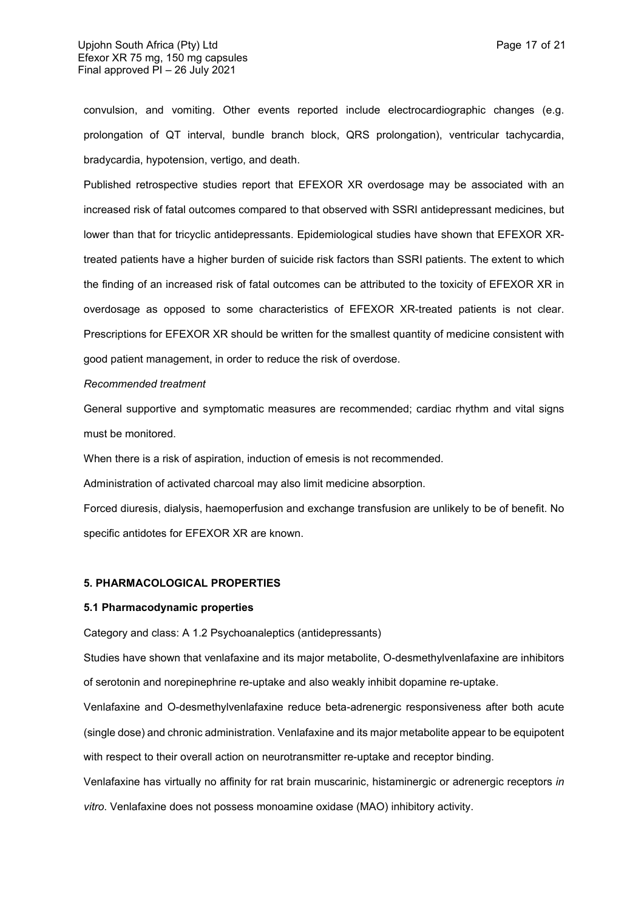convulsion, and vomiting. Other events reported include electrocardiographic changes (e.g. prolongation of QT interval, bundle branch block, QRS prolongation), ventricular tachycardia, bradycardia, hypotension, vertigo, and death.

Published retrospective studies report that EFEXOR XR overdosage may be associated with an increased risk of fatal outcomes compared to that observed with SSRI antidepressant medicines, but lower than that for tricyclic antidepressants. Epidemiological studies have shown that EFEXOR XR-treated patients have a higher burden of suicide risk factors than SSRI patients. The extent to which the finding of an increased risk of fatal outcomes can be attributed to the toxicity of EFEXOR XR in overdosage as opposed to some characteristics of EFEXOR XR-treated patients is not clear. Prescriptions for EFEXOR XR should be written for the smallest quantity of medicine consistent with good patient management, in order to reduce the risk of overdose.

*Recommended treatment*

General supportive and symptomatic measures are recommended; cardiac rhythm and vital signs must be monitored.

When there is a risk of aspiration, induction of emesis is not recommended.

Administration of activated charcoal may also limit medicine absorption.

Forced diuresis, dialysis, haemoperfusion and exchange transfusion are unlikely to be of benefit. No specific antidotes for EFEXOR XR are known.

## 5. PHARMACOLOGICAL PROPERTIES

### 5.1 Pharmacodynamic properties

Category and class: A 1.2 Psychoanaleptics (antidepressants)

Studies have shown that venlafaxine and its major metabolite, O-desmethylvenlafaxine are inhibitors of serotonin and norepinephrine re-uptake and also weakly inhibit dopamine re-uptake.

Venlafaxine and O-desmethylvenlafaxine reduce beta-adrenergic responsiveness after both acute (single dose) and chronic administration. Venlafaxine and its major metabolite appear to be equipotent with respect to their overall action on neurotransmitter re-uptake and receptor binding.

Venlafaxine has virtually no affinity for rat brain muscarinic, histaminergic or adrenergic receptors *in vitro*. Venlafaxine does not possess monoamine oxidase (MAO) inhibitory activity.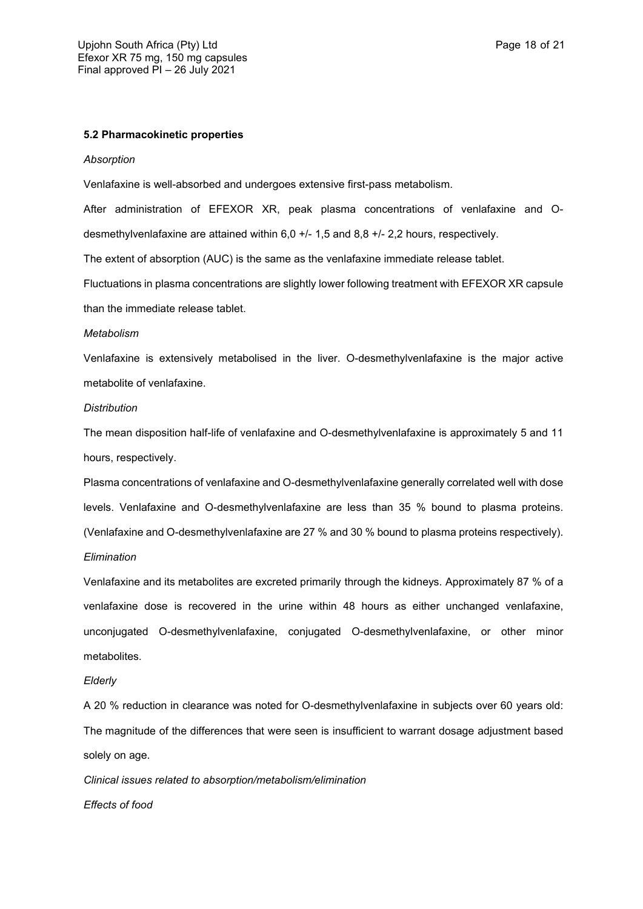**5.2 Pharmacokinetic properties**

*Absorption*

Venlafaxine is well-absorbed and undergoes extensive first-pass metabolism.

After administration of EFEXOR XR, peak plasma concentrations of venlafaxine and O-desmethylvenlafaxine are attained within 6,0 +/- 1,5 and 8,8 +/- 2,2 hours, respectively.

The extent of absorption (AUC) is the same as the venlafaxine immediate release tablet.

Fluctuations in plasma concentrations are slightly lower following treatment with EFEXOR XR capsule than the immediate release tablet.

*Metabolism*

Venlafaxine is extensively metabolised in the liver. O-desmethylvenlafaxine is the major active metabolite of venlafaxine.

*Distribution*

The mean disposition half-life of venlafaxine and O-desmethylvenlafaxine is approximately 5 and 11 hours, respectively.

Plasma concentrations of venlafaxine and O-desmethylvenlafaxine generally correlated well with dose levels. Venlafaxine and O-desmethylvenlafaxine are less than 35 % bound to plasma proteins. (Venlafaxine and O-desmethylvenlafaxine are 27 % and 30 % bound to plasma proteins respectively).

*Elimination*

Venlafaxine and its metabolites are excreted primarily through the kidneys. Approximately 87 % of a venlafaxine dose is recovered in the urine within 48 hours as either unchanged venlafaxine, unconjugated O-desmethylvenlafaxine, conjugated O-desmethylvenlafaxine, or other minor metabolites.

*Elderly*

A 20 % reduction in clearance was noted for O-desmethylvenlafaxine in subjects over 60 years old: The magnitude of the differences that were seen is insufficient to warrant dosage adjustment based solely on age.

*Clinical issues related to absorption/metabolism/elimination*

*Effects of food*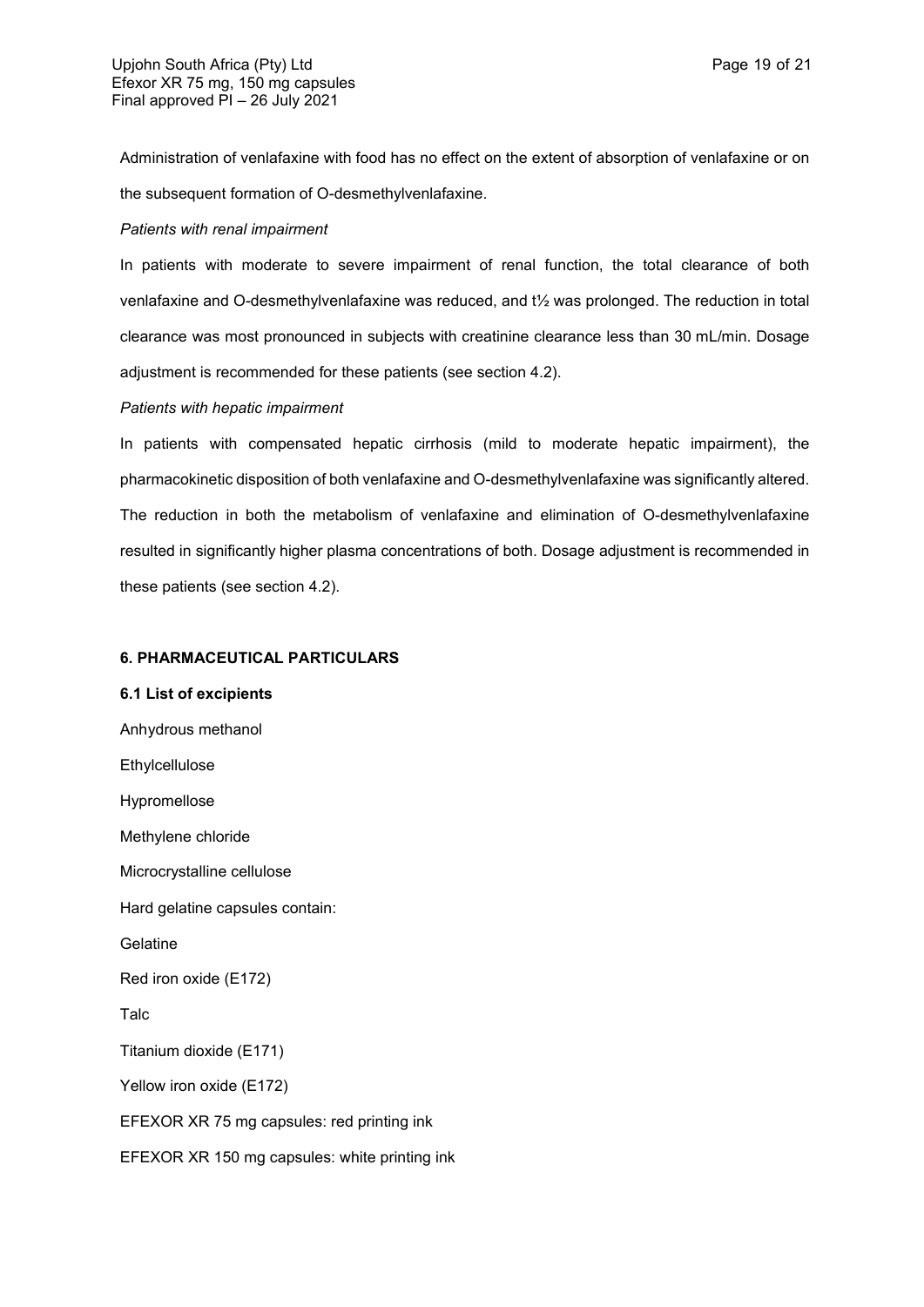Administration of venlafaxine with food has no effect on the extent of absorption of venlafaxine or on the subsequent formation of O-desmethylvenlafaxine.

*Patients with renal impairment*

In patients with moderate to severe impairment of renal function, the total clearance of both venlafaxine and O-desmethylvenlafaxine was reduced, and $t½$ was prolonged. The reduction in total clearance was most pronounced in subjects with creatinine clearance less than 30 mL/min. Dosage adjustment is recommended for these patients (see section 4.2).

*Patients with hepatic impairment*

In patients with compensated hepatic cirrhosis (mild to moderate hepatic impairment), the pharmacokinetic disposition of both venlafaxine and O-desmethylvenlafaxine was significantly altered. The reduction in both the metabolism of venlafaxine and elimination of O-desmethylvenlafaxine resulted in significantly higher plasma concentrations of both. Dosage adjustment is recommended in these patients (see section 4.2).

## 6. PHARMACEUTICAL PARTICULARS

### 6.1 List of excipients

Anhydrous methanol

Ethylcellulose

Hypromellose

Methylene chloride

Microcrystalline cellulose

Hard gelatine capsules contain:

Gelatine

Red iron oxide (E172)

Talc

Titanium dioxide (E171)

Yellow iron oxide (E172)

EFEXOR XR 75 mg capsules: red printing ink

EFEXOR XR 150 mg capsules: white printing ink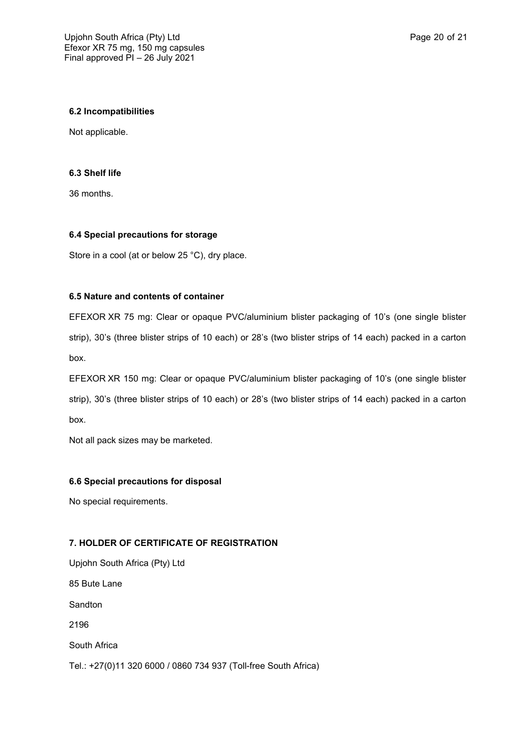### 6.2 Incompatibilities

Not applicable.

### 6.3 Shelf life

36 months.

### 6.4 Special precautions for storage

Store in a cool (at or below 25 °C), dry place.

### 6.5 Nature and contents of container

EFEXOR XR 75 mg: Clear or opaque PVC/aluminium blister packaging of 10's (one single blister strip), 30's (three blister strips of 10 each) or 28's (two blister strips of 14 each) packed in a carton box.

EFEXOR XR 150 mg: Clear or opaque PVC/aluminium blister packaging of 10's (one single blister strip), 30's (three blister strips of 10 each) or 28's (two blister strips of 14 each) packed in a carton box.

Not all pack sizes may be marketed.

### 6.6 Special precautions for disposal

No special requirements.

## 7. HOLDER OF CERTIFICATE OF REGISTRATION

Upjohn South Africa (Pty) Ltd

85 Bute Lane

Sandton

2196

South Africa

Tel.: +27(0)11 320 6000 / 0860 734 937 (Toll-free South Africa)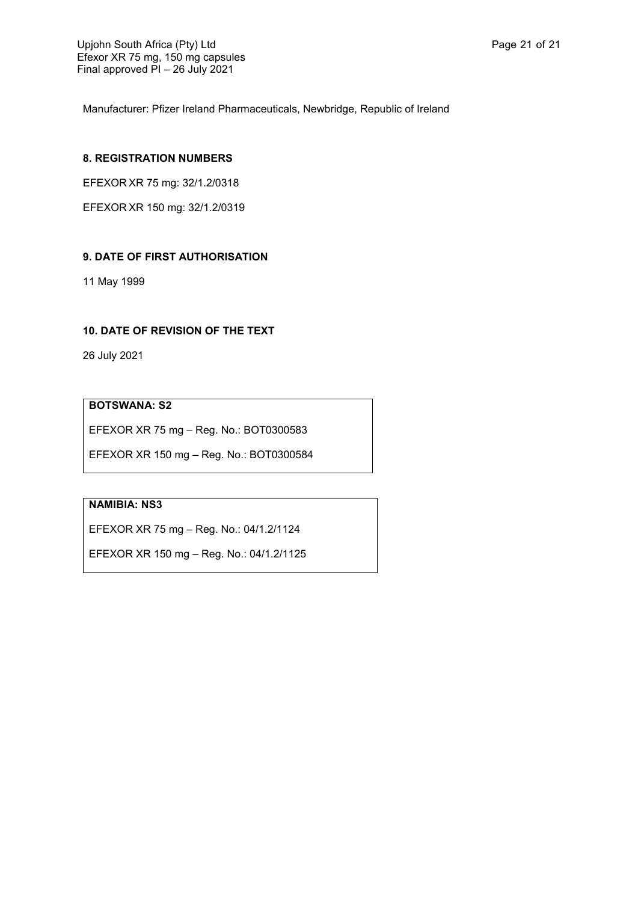Manufacturer: Pfizer Ireland Pharmaceuticals, Newbridge, Republic of Ireland

**8. REGISTRATION NUMBERS**

EFEXOR XR 75 mg: 32/1.2/0318

EFEXOR XR 150 mg: 32/1.2/0319

**9. DATE OF FIRST AUTHORISATION**

11 May 1999

**10. DATE OF REVISION OF THE TEXT**

26 July 2021

**BOTSWANA: S2**

EFEXOR XR 75 mg – Reg. No.: BOT0300583

EFEXOR XR 150 mg – Reg. No.: BOT0300584

**NAMIBIA: NS3**

EFEXOR XR 75 mg – Reg. No.: 04/1.2/1124

EFEXOR XR 150 mg – Reg. No.: 04/1.2/1125